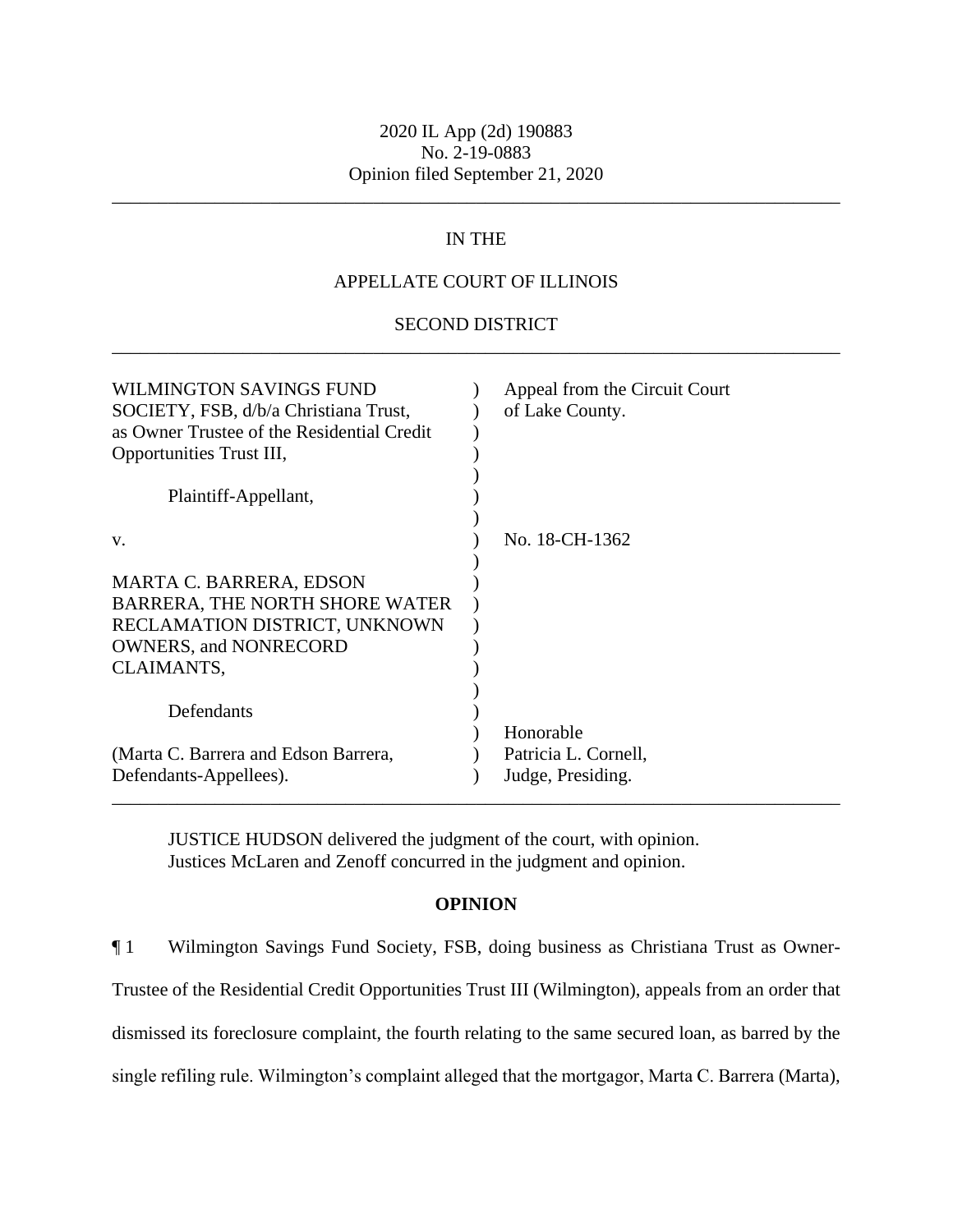2020 IL App (2d) 190883
No. 2-19-0883
Opinion filed September 21, 2020

---

IN THE

APPELLATE COURT OF ILLINOIS

SECOND DISTRICT

---

| | | |
|---|---|---|
| WILMINGTON SAVINGS FUND SOCIETY, FSB, d/b/a Christiana Trust, as Owner Trustee of the Residential Credit Opportunities Trust III, | ) | Appeal from the Circuit Court of Lake County. |
| Plaintiff-Appellant, | ) | |
| v. | ) | No. 18-CH-1362 |
| MARTA C. BARRERA, EDSON BARRERA, THE NORTH SHORE WATER RECLAMATION DISTRICT, UNKNOWN OWNERS, and NONRECORD CLAIMANTS, | ) | |
| Defendants | ) | |
| (Marta C. Barrera and Edson Barrera, Defendants-Appellees). | ) | Honorable Patricia L. Cornell, Judge, Presiding. |

---

JUSTICE HUDSON delivered the judgment of the court, with opinion.
Justices McLaren and Zenoff concurred in the judgment and opinion.

**OPINION**

¶ 1 Wilmington Savings Fund Society, FSB, doing business as Christiana Trust as Owner-Trustee of the Residential Credit Opportunities Trust III (Wilmington), appeals from an order that dismissed its foreclosure complaint, the fourth relating to the same secured loan, as barred by the single refiling rule. Wilmington's complaint alleged that the mortgagor, Marta C. Barrera (Marta),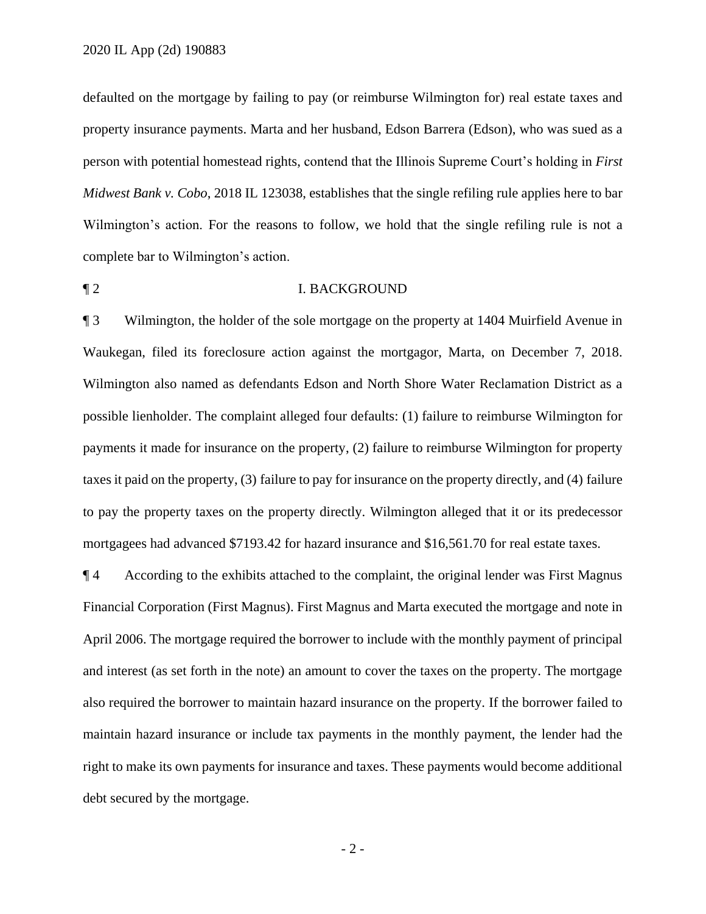defaulted on the mortgage by failing to pay (or reimburse Wilmington for) real estate taxes and property insurance payments. Marta and her husband, Edson Barrera (Edson), who was sued as a person with potential homestead rights, contend that the Illinois Supreme Court's holding in *First Midwest Bank v. Cobo*, 2018 IL 123038, establishes that the single refiling rule applies here to bar Wilmington's action. For the reasons to follow, we hold that the single refiling rule is not a complete bar to Wilmington's action.

## ¶ 2 I. BACKGROUND

¶ 3 Wilmington, the holder of the sole mortgage on the property at 1404 Muirfield Avenue in Waukegan, filed its foreclosure action against the mortgagor, Marta, on December 7, 2018. Wilmington also named as defendants Edson and North Shore Water Reclamation District as a possible lienholder. The complaint alleged four defaults: (1) failure to reimburse Wilmington for payments it made for insurance on the property, (2) failure to reimburse Wilmington for property taxes it paid on the property, (3) failure to pay for insurance on the property directly, and (4) failure to pay the property taxes on the property directly. Wilmington alleged that it or its predecessor mortgagees had advanced $7193.42 for hazard insurance and $16,561.70 for real estate taxes.

¶ 4 According to the exhibits attached to the complaint, the original lender was First Magnus Financial Corporation (First Magnus). First Magnus and Marta executed the mortgage and note in April 2006. The mortgage required the borrower to include with the monthly payment of principal and interest (as set forth in the note) an amount to cover the taxes on the property. The mortgage also required the borrower to maintain hazard insurance on the property. If the borrower failed to maintain hazard insurance or include tax payments in the monthly payment, the lender had the right to make its own payments for insurance and taxes. These payments would become additional debt secured by the mortgage.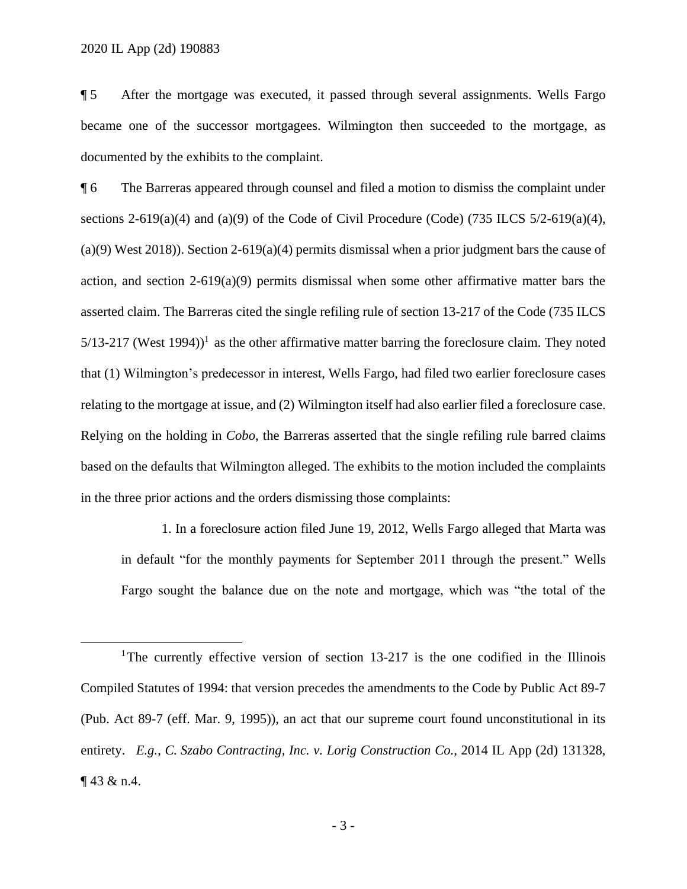¶ 5 After the mortgage was executed, it passed through several assignments. Wells Fargo became one of the successor mortgagees. Wilmington then succeeded to the mortgage, as documented by the exhibits to the complaint.

¶ 6 The Barreras appeared through counsel and filed a motion to dismiss the complaint under sections 2-619(a)(4) and (a)(9) of the Code of Civil Procedure (Code) (735 ILCS 5/2-619(a)(4), (a)(9) West 2018)). Section 2-619(a)(4) permits dismissal when a prior judgment bars the cause of action, and section 2-619(a)(9) permits dismissal when some other affirmative matter bars the asserted claim. The Barreras cited the single refiling rule of section 13-217 of the Code (735 ILCS 5/13-217 (West 1994))[1] as the other affirmative matter barring the foreclosure claim. They noted that (1) Wilmington's predecessor in interest, Wells Fargo, had filed two earlier foreclosure cases relating to the mortgage at issue, and (2) Wilmington itself had also earlier filed a foreclosure case. Relying on the holding in *Cobo*, the Barreras asserted that the single refiling rule barred claims based on the defaults that Wilmington alleged. The exhibits to the motion included the complaints in the three prior actions and the orders dismissing those complaints:

> 1. In a foreclosure action filed June 19, 2012, Wells Fargo alleged that Marta was in default "for the monthly payments for September 2011 through the present." Wells Fargo sought the balance due on the note and mortgage, which was "the total of the

[1] The currently effective version of section 13-217 is the one codified in the Illinois Compiled Statutes of 1994: that version precedes the amendments to the Code by Public Act 89-7 (Pub. Act 89-7 (eff. Mar. 9, 1995)), an act that our supreme court found unconstitutional in its entirety. *E.g.*, *C. Szabo Contracting, Inc. v. Lorig Construction Co.*, 2014 IL App (2d) 131328, ¶ 43 & n.4.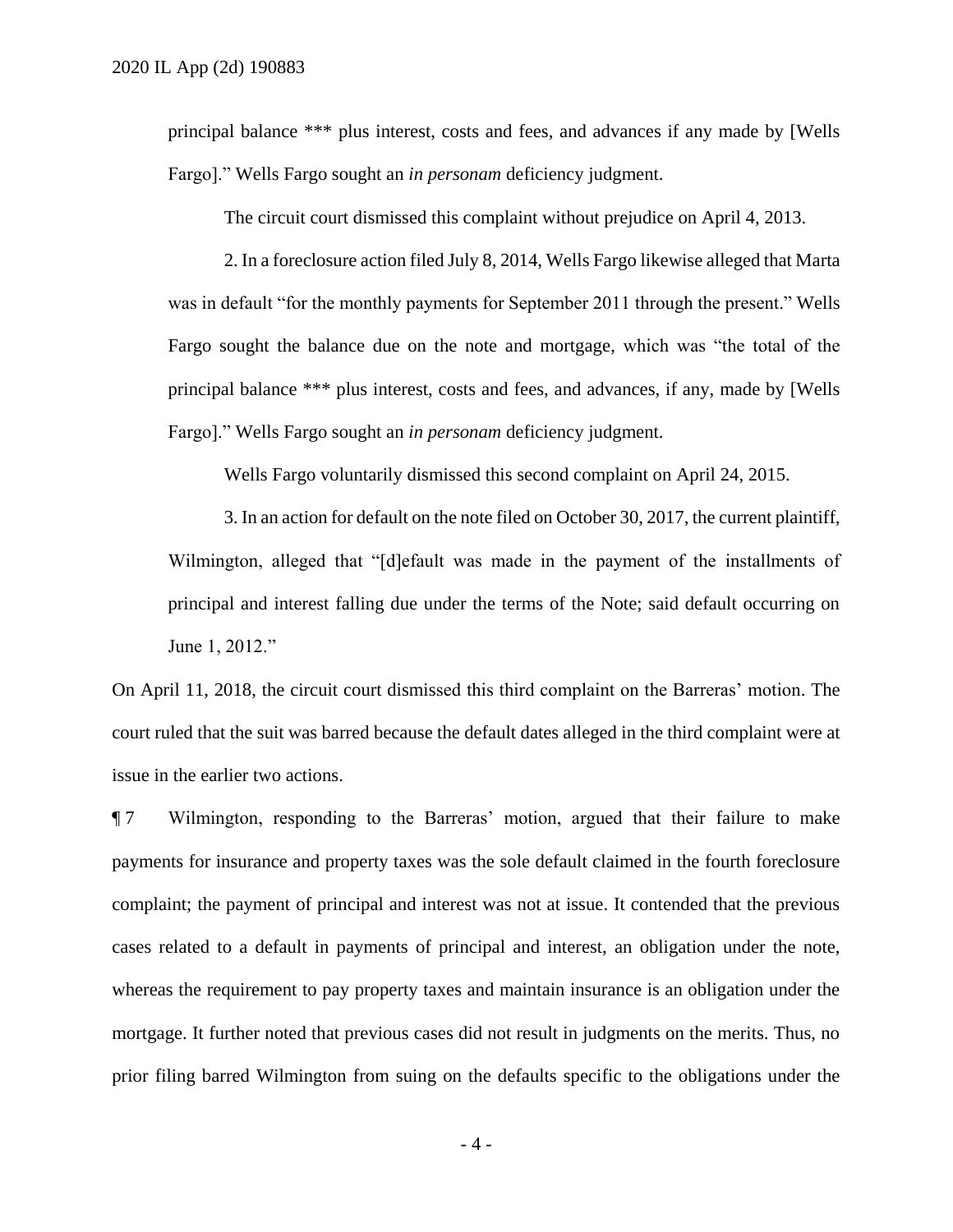principal balance *** plus interest, costs and fees, and advances if any made by [Wells Fargo].” Wells Fargo sought an *in personam* deficiency judgment.

The circuit court dismissed this complaint without prejudice on April 4, 2013.

2. In a foreclosure action filed July 8, 2014, Wells Fargo likewise alleged that Marta was in default “for the monthly payments for September 2011 through the present.” Wells Fargo sought the balance due on the note and mortgage, which was “the total of the principal balance *** plus interest, costs and fees, and advances, if any, made by [Wells Fargo].” Wells Fargo sought an *in personam* deficiency judgment.

Wells Fargo voluntarily dismissed this second complaint on April 24, 2015.

3. In an action for default on the note filed on October 30, 2017, the current plaintiff, Wilmington, alleged that “[d]efault was made in the payment of the installments of principal and interest falling due under the terms of the Note; said default occurring on June 1, 2012.”

On April 11, 2018, the circuit court dismissed this third complaint on the Barreras’ motion. The court ruled that the suit was barred because the default dates alleged in the third complaint were at issue in the earlier two actions.

¶ 7 Wilmington, responding to the Barreras’ motion, argued that their failure to make payments for insurance and property taxes was the sole default claimed in the fourth foreclosure complaint; the payment of principal and interest was not at issue. It contended that the previous cases related to a default in payments of principal and interest, an obligation under the note, whereas the requirement to pay property taxes and maintain insurance is an obligation under the mortgage. It further noted that previous cases did not result in judgments on the merits. Thus, no prior filing barred Wilmington from suing on the defaults specific to the obligations under the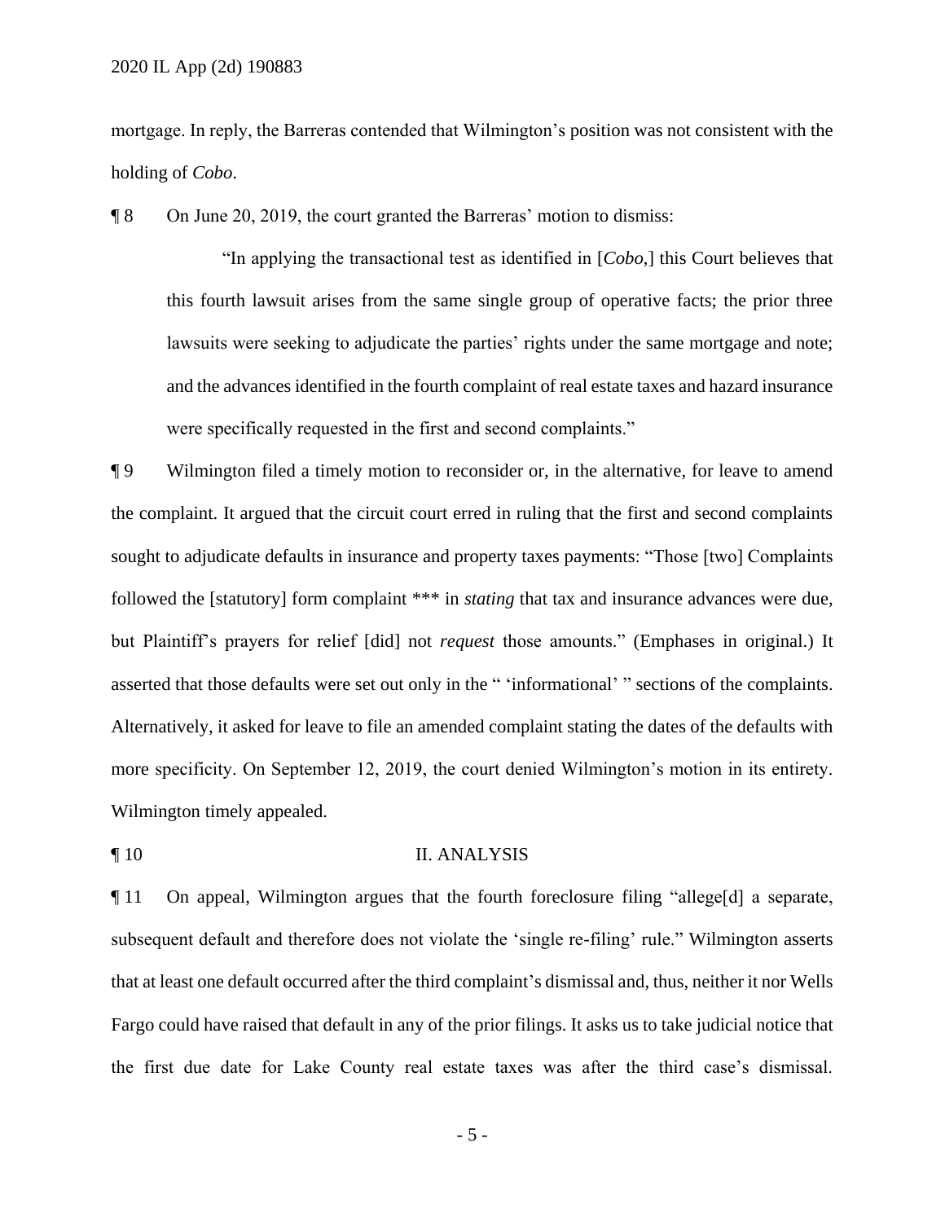mortgage. In reply, the Barreras contended that Wilmington's position was not consistent with the holding of *Cobo*.

¶ 8 On June 20, 2019, the court granted the Barreras' motion to dismiss:

> "In applying the transactional test as identified in [*Cobo*,] this Court believes that this fourth lawsuit arises from the same single group of operative facts; the prior three lawsuits were seeking to adjudicate the parties' rights under the same mortgage and note; and the advances identified in the fourth complaint of real estate taxes and hazard insurance were specifically requested in the first and second complaints."

¶ 9 Wilmington filed a timely motion to reconsider or, in the alternative, for leave to amend the complaint. It argued that the circuit court erred in ruling that the first and second complaints sought to adjudicate defaults in insurance and property taxes payments: "Those [two] Complaints followed the [statutory] form complaint *** in *stating* that tax and insurance advances were due, but Plaintiff's prayers for relief [did] not *request* those amounts." (Emphases in original.) It asserted that those defaults were set out only in the " 'informational' " sections of the complaints. Alternatively, it asked for leave to file an amended complaint stating the dates of the defaults with more specificity. On September 12, 2019, the court denied Wilmington's motion in its entirety. Wilmington timely appealed.

## ¶ 10 II. ANALYSIS

¶ 11 On appeal, Wilmington argues that the fourth foreclosure filing "allege[d] a separate, subsequent default and therefore does not violate the 'single re-filing' rule." Wilmington asserts that at least one default occurred after the third complaint's dismissal and, thus, neither it nor Wells Fargo could have raised that default in any of the prior filings. It asks us to take judicial notice that the first due date for Lake County real estate taxes was after the third case's dismissal.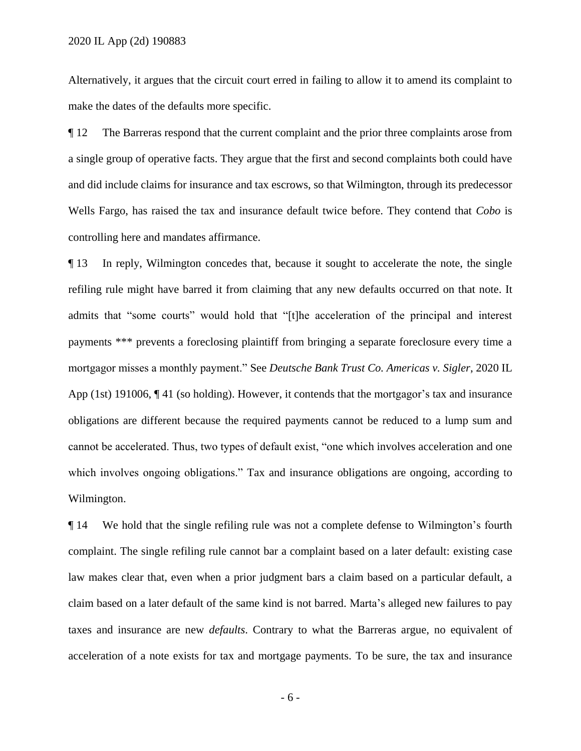Alternatively, it argues that the circuit court erred in failing to allow it to amend its complaint to make the dates of the defaults more specific.

¶ 12 The Barreras respond that the current complaint and the prior three complaints arose from a single group of operative facts. They argue that the first and second complaints both could have and did include claims for insurance and tax escrows, so that Wilmington, through its predecessor Wells Fargo, has raised the tax and insurance default twice before. They contend that *Cobo* is controlling here and mandates affirmance.

¶ 13 In reply, Wilmington concedes that, because it sought to accelerate the note, the single refiling rule might have barred it from claiming that any new defaults occurred on that note. It admits that "some courts" would hold that "[t]he acceleration of the principal and interest payments *** prevents a foreclosing plaintiff from bringing a separate foreclosure every time a mortgagor misses a monthly payment." See *Deutsche Bank Trust Co. Americas v. Sigler*, 2020 IL App (1st) 191006, ¶ 41 (so holding). However, it contends that the mortgagor's tax and insurance obligations are different because the required payments cannot be reduced to a lump sum and cannot be accelerated. Thus, two types of default exist, "one which involves acceleration and one which involves ongoing obligations." Tax and insurance obligations are ongoing, according to Wilmington.

¶ 14 We hold that the single refiling rule was not a complete defense to Wilmington's fourth complaint. The single refiling rule cannot bar a complaint based on a later default: existing case law makes clear that, even when a prior judgment bars a claim based on a particular default, a claim based on a later default of the same kind is not barred. Marta's alleged new failures to pay taxes and insurance are new *defaults*. Contrary to what the Barreras argue, no equivalent of acceleration of a note exists for tax and mortgage payments. To be sure, the tax and insurance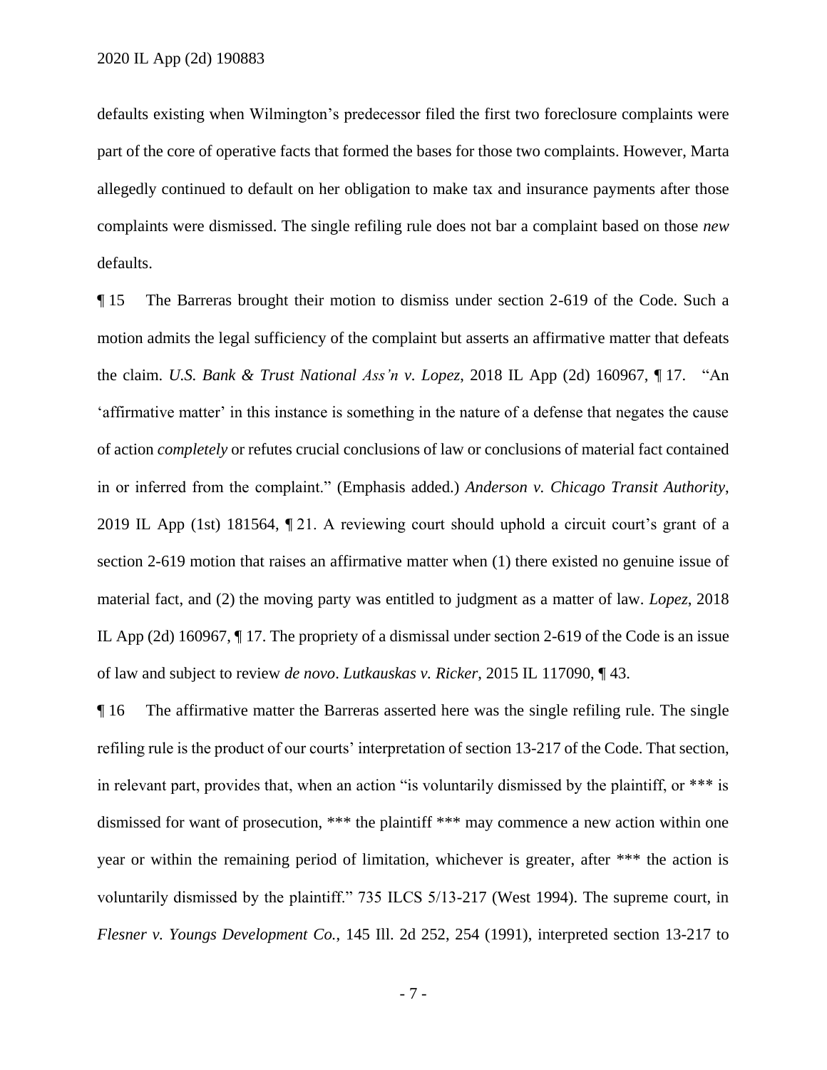defaults existing when Wilmington's predecessor filed the first two foreclosure complaints were part of the core of operative facts that formed the bases for those two complaints. However, Marta allegedly continued to default on her obligation to make tax and insurance payments after those complaints were dismissed. The single refiling rule does not bar a complaint based on those *new* defaults.

¶ 15 The Barreras brought their motion to dismiss under section 2-619 of the Code. Such a motion admits the legal sufficiency of the complaint but asserts an affirmative matter that defeats the claim. *U.S. Bank & Trust National Ass'n v. Lopez*, 2018 IL App (2d) 160967, ¶ 17. "An 'affirmative matter' in this instance is something in the nature of a defense that negates the cause of action *completely* or refutes crucial conclusions of law or conclusions of material fact contained in or inferred from the complaint." (Emphasis added.) *Anderson v. Chicago Transit Authority*, 2019 IL App (1st) 181564, ¶ 21. A reviewing court should uphold a circuit court's grant of a section 2-619 motion that raises an affirmative matter when (1) there existed no genuine issue of material fact, and (2) the moving party was entitled to judgment as a matter of law. *Lopez*, 2018 IL App (2d) 160967, ¶ 17. The propriety of a dismissal under section 2-619 of the Code is an issue of law and subject to review *de novo*. *Lutkauskas v. Ricker*, 2015 IL 117090, ¶ 43.

¶ 16 The affirmative matter the Barreras asserted here was the single refiling rule. The single refiling rule is the product of our courts' interpretation of section 13-217 of the Code. That section, in relevant part, provides that, when an action "is voluntarily dismissed by the plaintiff, or *** is dismissed for want of prosecution, *** the plaintiff *** may commence a new action within one year or within the remaining period of limitation, whichever is greater, after *** the action is voluntarily dismissed by the plaintiff." 735 ILCS 5/13-217 (West 1994). The supreme court, in *Flesner v. Youngs Development Co.*, 145 Ill. 2d 252, 254 (1991), interpreted section 13-217 to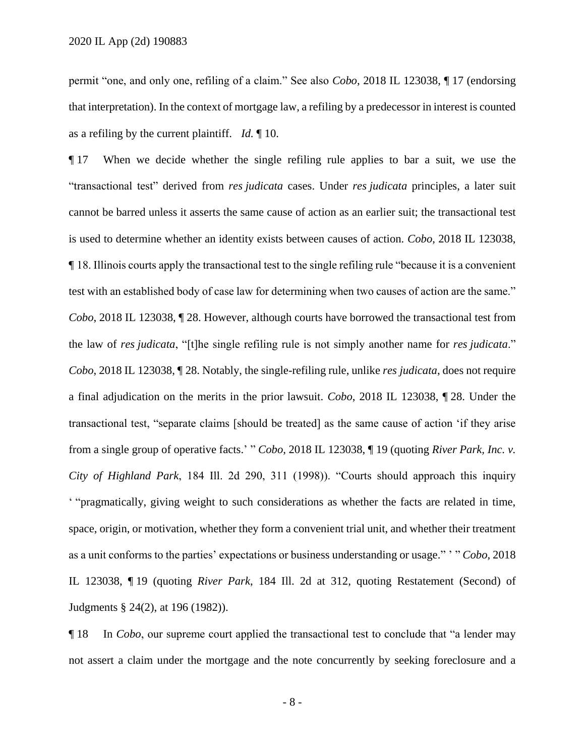permit "one, and only one, refiling of a claim." See also *Cobo*, 2018 IL 123038, ¶ 17 (endorsing that interpretation). In the context of mortgage law, a refiling by a predecessor in interest is counted as a refiling by the current plaintiff. *Id.* ¶ 10.

¶ 17 When we decide whether the single refiling rule applies to bar a suit, we use the "transactional test" derived from *res judicata* cases. Under *res judicata* principles, a later suit cannot be barred unless it asserts the same cause of action as an earlier suit; the transactional test is used to determine whether an identity exists between causes of action. *Cobo*, 2018 IL 123038, ¶ 18. Illinois courts apply the transactional test to the single refiling rule "because it is a convenient test with an established body of case law for determining when two causes of action are the same." *Cobo*, 2018 IL 123038, ¶ 28. However, although courts have borrowed the transactional test from the law of *res judicata*, "[t]he single refiling rule is not simply another name for *res judicata*." *Cobo*, 2018 IL 123038, ¶ 28. Notably, the single-refiling rule, unlike *res judicata*, does not require a final adjudication on the merits in the prior lawsuit. *Cobo*, 2018 IL 123038, ¶ 28. Under the transactional test, "separate claims [should be treated] as the same cause of action 'if they arise from a single group of operative facts.' " *Cobo*, 2018 IL 123038, ¶ 19 (quoting *River Park, Inc. v. City of Highland Park*, 184 Ill. 2d 290, 311 (1998)). "Courts should approach this inquiry ' "pragmatically, giving weight to such considerations as whether the facts are related in time, space, origin, or motivation, whether they form a convenient trial unit, and whether their treatment as a unit conforms to the parties' expectations or business understanding or usage." ' " *Cobo*, 2018 IL 123038, ¶ 19 (quoting *River Park*, 184 Ill. 2d at 312, quoting Restatement (Second) of Judgments § 24(2), at 196 (1982)).

¶ 18 In *Cobo*, our supreme court applied the transactional test to conclude that "a lender may not assert a claim under the mortgage and the note concurrently by seeking foreclosure and a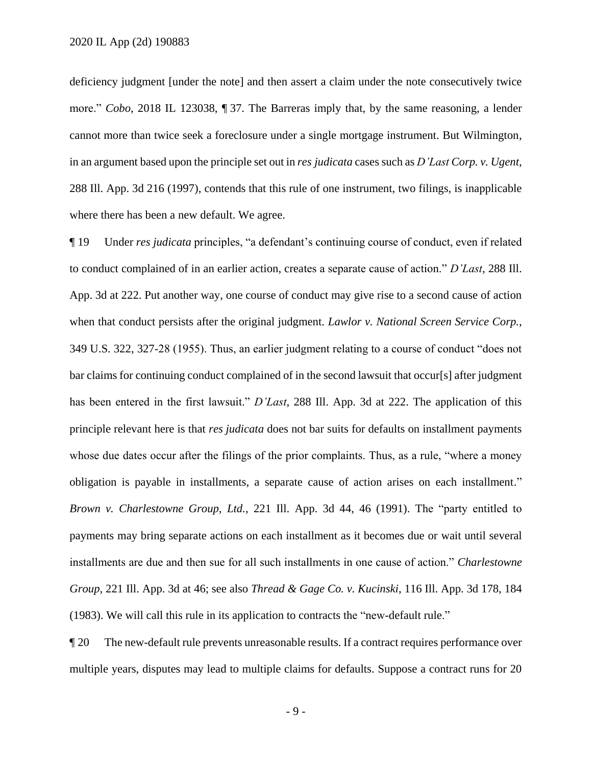deficiency judgment [under the note] and then assert a claim under the note consecutively twice more." *Cobo*, 2018 IL 123038, ¶ 37. The Barreras imply that, by the same reasoning, a lender cannot more than twice seek a foreclosure under a single mortgage instrument. But Wilmington, in an argument based upon the principle set out in *res judicata* cases such as *D'Last Corp. v. Ugent*, 288 Ill. App. 3d 216 (1997), contends that this rule of one instrument, two filings, is inapplicable where there has been a new default. We agree.

¶ 19 Under *res judicata* principles, "a defendant's continuing course of conduct, even if related to conduct complained of in an earlier action, creates a separate cause of action." *D'Last*, 288 Ill. App. 3d at 222. Put another way, one course of conduct may give rise to a second cause of action when that conduct persists after the original judgment. *Lawlor v. National Screen Service Corp.*, 349 U.S. 322, 327-28 (1955). Thus, an earlier judgment relating to a course of conduct "does not bar claims for continuing conduct complained of in the second lawsuit that occur[s] after judgment has been entered in the first lawsuit." *D'Last*, 288 Ill. App. 3d at 222. The application of this principle relevant here is that *res judicata* does not bar suits for defaults on installment payments whose due dates occur after the filings of the prior complaints. Thus, as a rule, "where a money obligation is payable in installments, a separate cause of action arises on each installment." *Brown v. Charlestowne Group, Ltd.*, 221 Ill. App. 3d 44, 46 (1991). The "party entitled to payments may bring separate actions on each installment as it becomes due or wait until several installments are due and then sue for all such installments in one cause of action." *Charlestowne Group*, 221 Ill. App. 3d at 46; see also *Thread & Gage Co. v. Kucinski*, 116 Ill. App. 3d 178, 184 (1983). We will call this rule in its application to contracts the "new-default rule."

¶ 20 The new-default rule prevents unreasonable results. If a contract requires performance over multiple years, disputes may lead to multiple claims for defaults. Suppose a contract runs for 20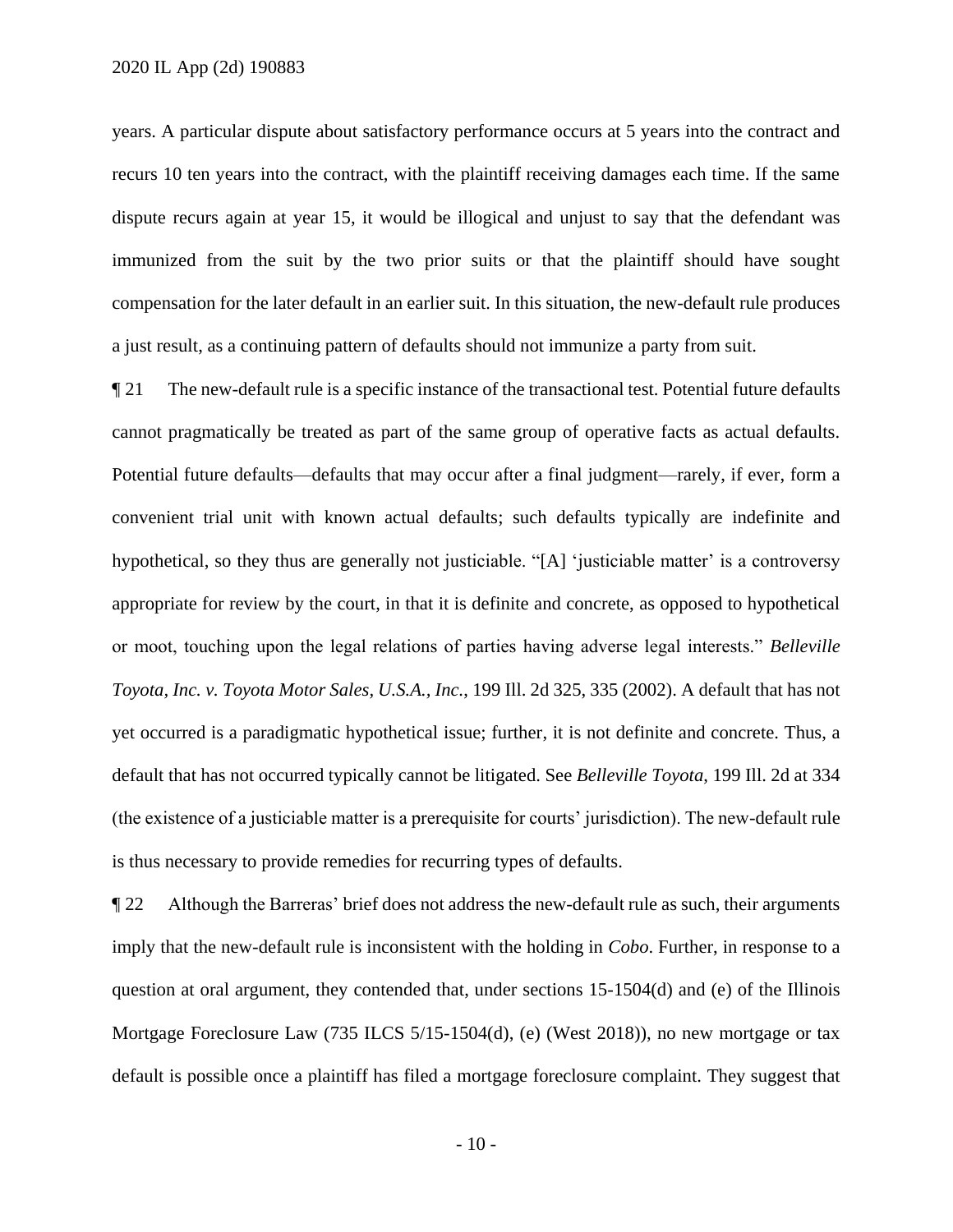years. A particular dispute about satisfactory performance occurs at 5 years into the contract and recurs 10 ten years into the contract, with the plaintiff receiving damages each time. If the same dispute recurs again at year 15, it would be illogical and unjust to say that the defendant was immunized from the suit by the two prior suits or that the plaintiff should have sought compensation for the later default in an earlier suit. In this situation, the new-default rule produces a just result, as a continuing pattern of defaults should not immunize a party from suit.

¶ 21 The new-default rule is a specific instance of the transactional test. Potential future defaults cannot pragmatically be treated as part of the same group of operative facts as actual defaults. Potential future defaults—defaults that may occur after a final judgment—rarely, if ever, form a convenient trial unit with known actual defaults; such defaults typically are indefinite and hypothetical, so they thus are generally not justiciable. "[A] 'justiciable matter' is a controversy appropriate for review by the court, in that it is definite and concrete, as opposed to hypothetical or moot, touching upon the legal relations of parties having adverse legal interests." *Belleville Toyota, Inc. v. Toyota Motor Sales, U.S.A., Inc.*, 199 Ill. 2d 325, 335 (2002). A default that has not yet occurred is a paradigmatic hypothetical issue; further, it is not definite and concrete. Thus, a default that has not occurred typically cannot be litigated. See *Belleville Toyota*, 199 Ill. 2d at 334 (the existence of a justiciable matter is a prerequisite for courts' jurisdiction). The new-default rule is thus necessary to provide remedies for recurring types of defaults.

¶ 22 Although the Barreras' brief does not address the new-default rule as such, their arguments imply that the new-default rule is inconsistent with the holding in *Cobo*. Further, in response to a question at oral argument, they contended that, under sections 15-1504(d) and (e) of the Illinois Mortgage Foreclosure Law (735 ILCS 5/15-1504(d), (e) (West 2018)), no new mortgage or tax default is possible once a plaintiff has filed a mortgage foreclosure complaint. They suggest that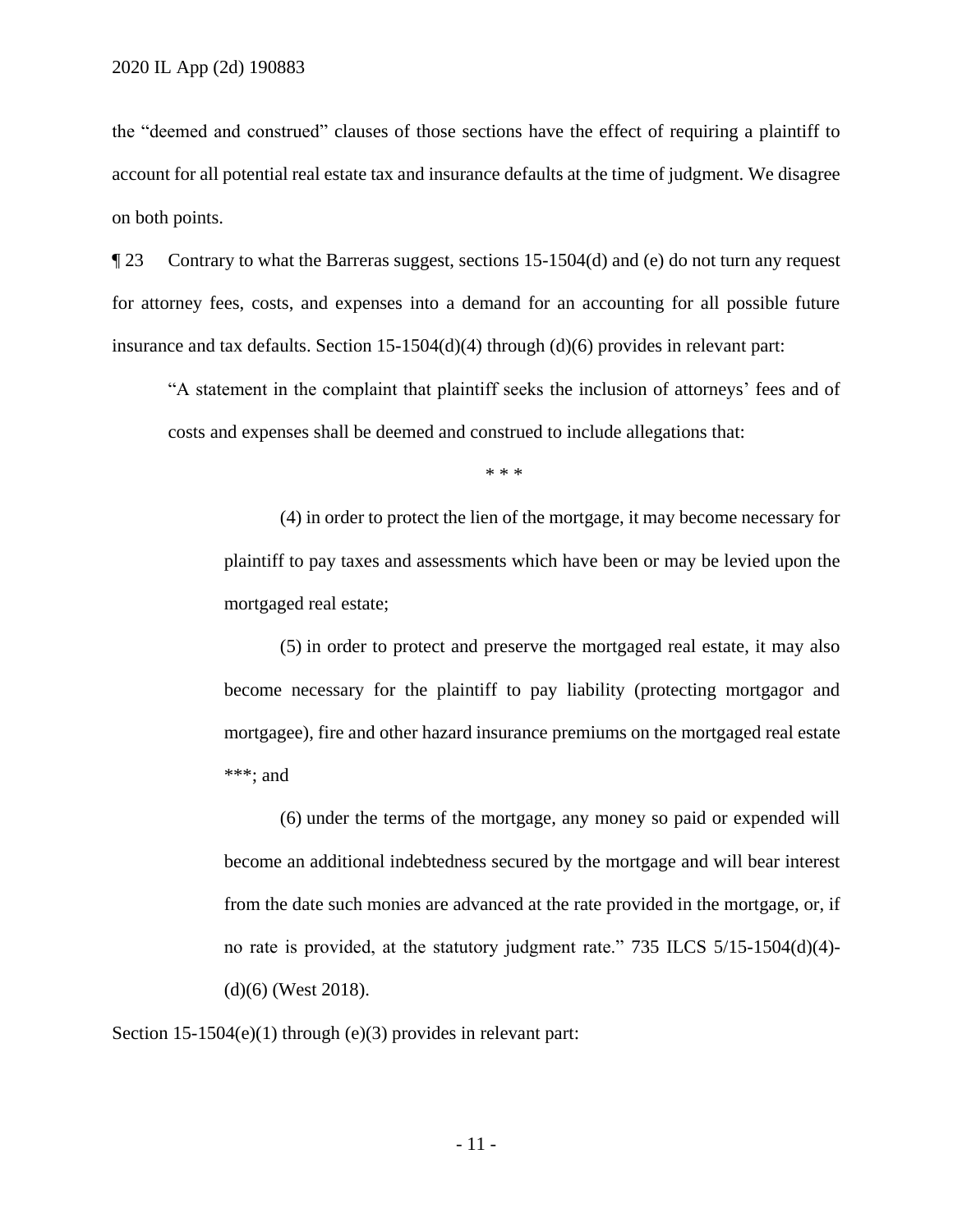the "deemed and construed" clauses of those sections have the effect of requiring a plaintiff to account for all potential real estate tax and insurance defaults at the time of judgment. We disagree on both points.

¶ 23 Contrary to what the Barreras suggest, sections 15-1504(d) and (e) do not turn any request for attorney fees, costs, and expenses into a demand for an accounting for all possible future insurance and tax defaults. Section 15-1504(d)(4) through (d)(6) provides in relevant part:

> "A statement in the complaint that plaintiff seeks the inclusion of attorneys' fees and of costs and expenses shall be deemed and construed to include allegations that:
>
> \* \* \*
>
> (4) in order to protect the lien of the mortgage, it may become necessary for plaintiff to pay taxes and assessments which have been or may be levied upon the mortgaged real estate;
>
> (5) in order to protect and preserve the mortgaged real estate, it may also become necessary for the plaintiff to pay liability (protecting mortgagor and mortgagee), fire and other hazard insurance premiums on the mortgaged real estate \*\*\*; and
>
> (6) under the terms of the mortgage, any money so paid or expended will become an additional indebtedness secured by the mortgage and will bear interest from the date such monies are advanced at the rate provided in the mortgage, or, if no rate is provided, at the statutory judgment rate." 735 ILCS 5/15-1504(d)(4)-(d)(6) (West 2018).

Section 15-1504(e)(1) through (e)(3) provides in relevant part: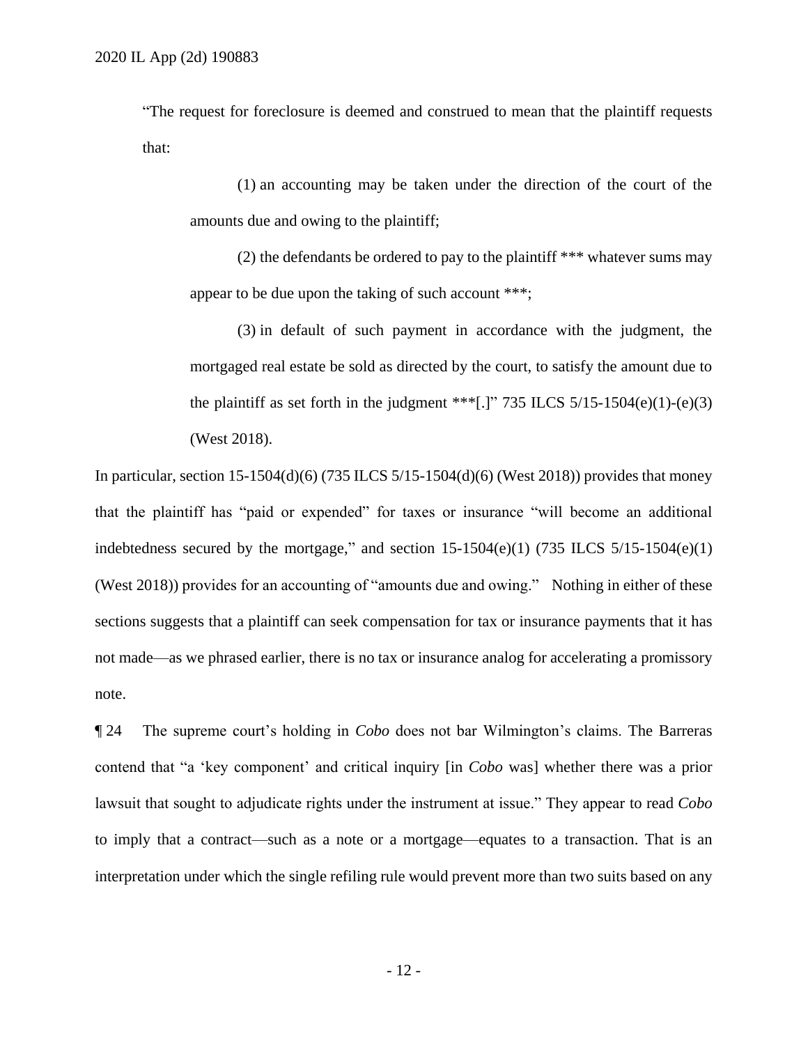"The request for foreclosure is deemed and construed to mean that the plaintiff requests that:

> (1) an accounting may be taken under the direction of the court of the amounts due and owing to the plaintiff;
>
> (2) the defendants be ordered to pay to the plaintiff *** whatever sums may appear to be due upon the taking of such account ***;
>
> (3) in default of such payment in accordance with the judgment, the mortgaged real estate be sold as directed by the court, to satisfy the amount due to the plaintiff as set forth in the judgment ***[.]" 735 ILCS 5/15-1504(e)(1)-(e)(3) (West 2018).

In particular, section 15-1504(d)(6) (735 ILCS 5/15-1504(d)(6) (West 2018)) provides that money that the plaintiff has "paid or expended" for taxes or insurance "will become an additional indebtedness secured by the mortgage," and section 15-1504(e)(1) (735 ILCS 5/15-1504(e)(1) (West 2018)) provides for an accounting of "amounts due and owing." Nothing in either of these sections suggests that a plaintiff can seek compensation for tax or insurance payments that it has not made—as we phrased earlier, there is no tax or insurance analog for accelerating a promissory note.

¶ 24 The supreme court's holding in *Cobo* does not bar Wilmington's claims. The Barreras contend that "a 'key component' and critical inquiry [in *Cobo* was] whether there was a prior lawsuit that sought to adjudicate rights under the instrument at issue." They appear to read *Cobo* to imply that a contract—such as a note or a mortgage—equates to a transaction. That is an interpretation under which the single refiling rule would prevent more than two suits based on any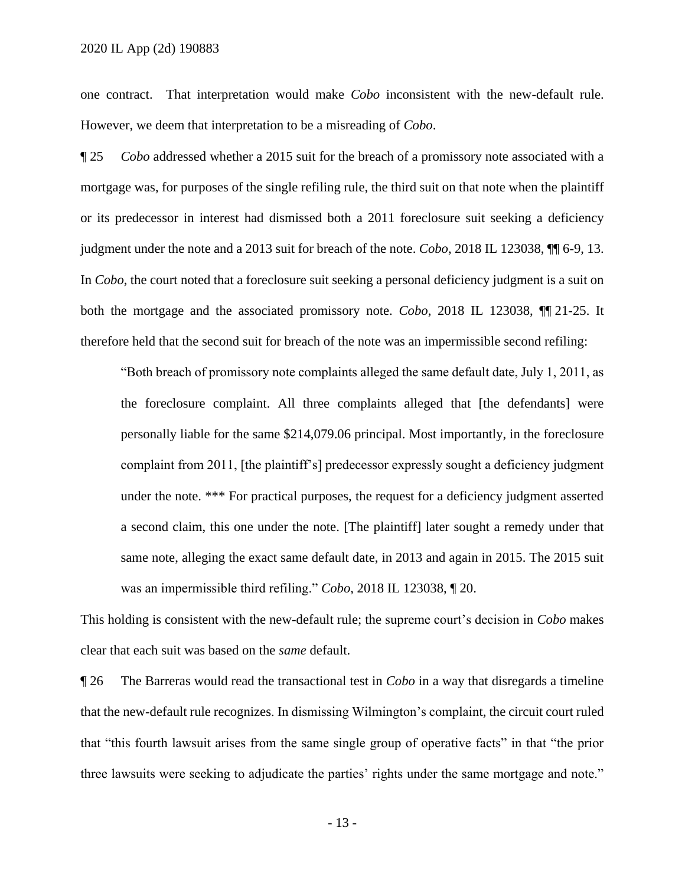one contract. That interpretation would make *Cobo* inconsistent with the new-default rule. However, we deem that interpretation to be a misreading of *Cobo*.

¶ 25 *Cobo* addressed whether a 2015 suit for the breach of a promissory note associated with a mortgage was, for purposes of the single refiling rule, the third suit on that note when the plaintiff or its predecessor in interest had dismissed both a 2011 foreclosure suit seeking a deficiency judgment under the note and a 2013 suit for breach of the note. *Cobo*, 2018 IL 123038, ¶¶ 6-9, 13. In *Cobo*, the court noted that a foreclosure suit seeking a personal deficiency judgment is a suit on both the mortgage and the associated promissory note. *Cobo*, 2018 IL 123038, ¶¶ 21-25. It therefore held that the second suit for breach of the note was an impermissible second refiling:

> "Both breach of promissory note complaints alleged the same default date, July 1, 2011, as the foreclosure complaint. All three complaints alleged that [the defendants] were personally liable for the same $214,079.06 principal. Most importantly, in the foreclosure complaint from 2011, [the plaintiff's] predecessor expressly sought a deficiency judgment under the note. *** For practical purposes, the request for a deficiency judgment asserted a second claim, this one under the note. [The plaintiff] later sought a remedy under that same note, alleging the exact same default date, in 2013 and again in 2015. The 2015 suit was an impermissible third refiling." *Cobo*, 2018 IL 123038, ¶ 20.

This holding is consistent with the new-default rule; the supreme court's decision in *Cobo* makes clear that each suit was based on the *same* default.

¶ 26 The Barreras would read the transactional test in *Cobo* in a way that disregards a timeline that the new-default rule recognizes. In dismissing Wilmington's complaint, the circuit court ruled that "this fourth lawsuit arises from the same single group of operative facts" in that "the prior three lawsuits were seeking to adjudicate the parties' rights under the same mortgage and note."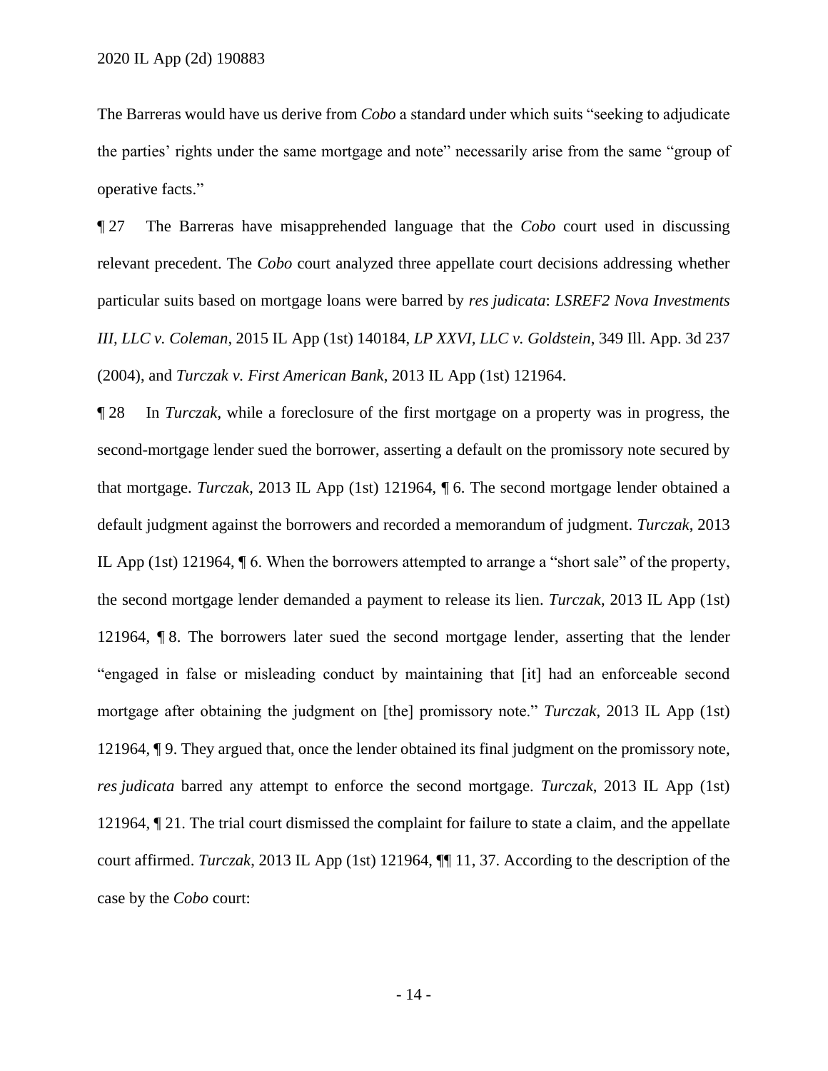The Barreras would have us derive from *Cobo* a standard under which suits "seeking to adjudicate the parties' rights under the same mortgage and note" necessarily arise from the same "group of operative facts."

¶ 27 The Barreras have misapprehended language that the *Cobo* court used in discussing relevant precedent. The *Cobo* court analyzed three appellate court decisions addressing whether particular suits based on mortgage loans were barred by *res judicata*: *LSREF2 Nova Investments III, LLC v. Coleman*, 2015 IL App (1st) 140184, *LP XXVI, LLC v. Goldstein*, 349 Ill. App. 3d 237 (2004), and *Turczak v. First American Bank*, 2013 IL App (1st) 121964.

¶ 28 In *Turczak*, while a foreclosure of the first mortgage on a property was in progress, the second-mortgage lender sued the borrower, asserting a default on the promissory note secured by that mortgage. *Turczak*, 2013 IL App (1st) 121964, ¶ 6. The second mortgage lender obtained a default judgment against the borrowers and recorded a memorandum of judgment. *Turczak*, 2013 IL App (1st) 121964, ¶ 6. When the borrowers attempted to arrange a "short sale" of the property, the second mortgage lender demanded a payment to release its lien. *Turczak*, 2013 IL App (1st) 121964, ¶ 8. The borrowers later sued the second mortgage lender, asserting that the lender "engaged in false or misleading conduct by maintaining that [it] had an enforceable second mortgage after obtaining the judgment on [the] promissory note." *Turczak*, 2013 IL App (1st) 121964, ¶ 9. They argued that, once the lender obtained its final judgment on the promissory note, *res judicata* barred any attempt to enforce the second mortgage. *Turczak*, 2013 IL App (1st) 121964, ¶ 21. The trial court dismissed the complaint for failure to state a claim, and the appellate court affirmed. *Turczak*, 2013 IL App (1st) 121964, ¶¶ 11, 37. According to the description of the case by the *Cobo* court: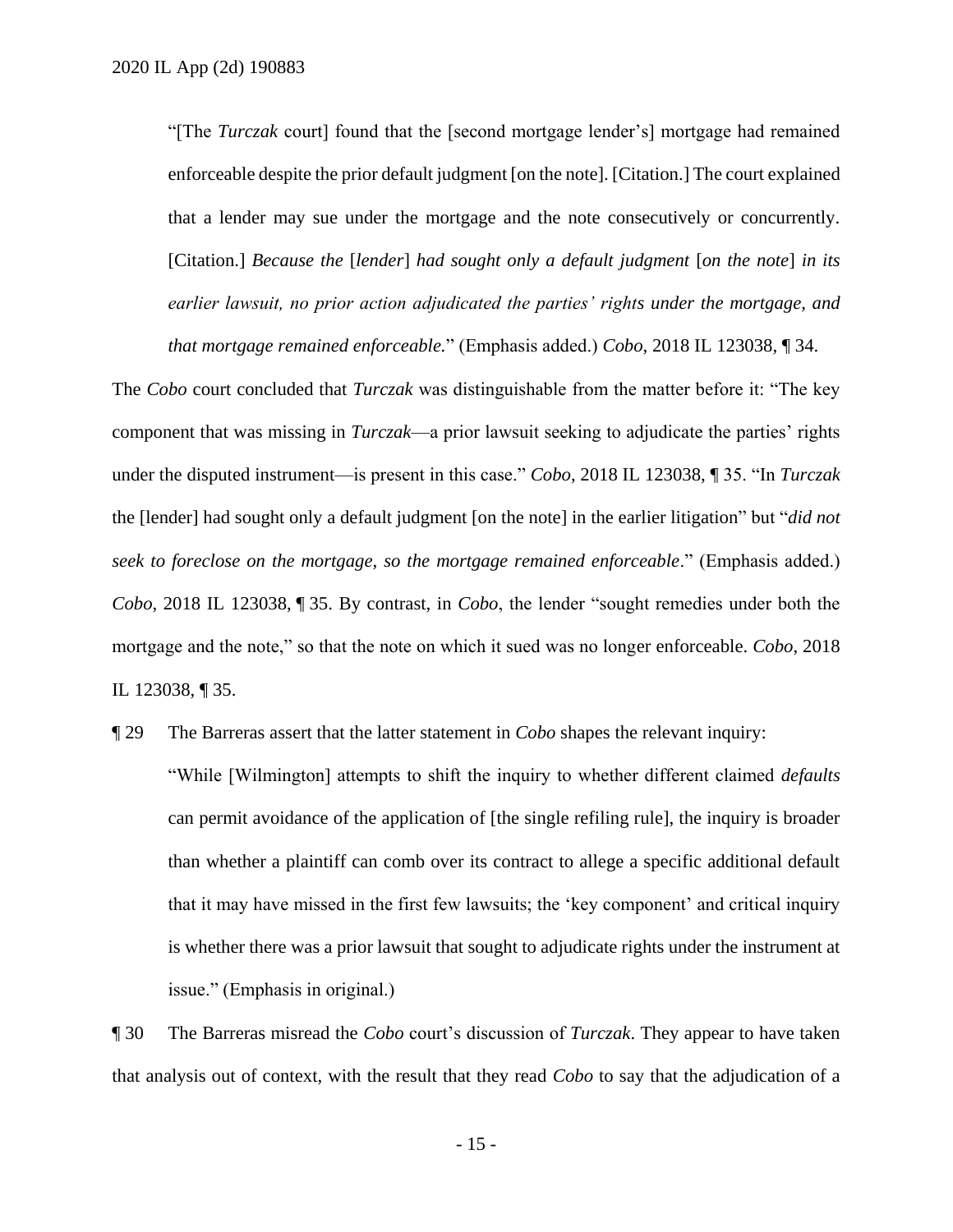> "[The *Turczak* court] found that the [second mortgage lender's] mortgage had remained enforceable despite the prior default judgment [on the note]. [Citation.] The court explained that a lender may sue under the mortgage and the note consecutively or concurrently. [Citation.] *Because the* [*lender*] *had sought only a default judgment* [*on the note*] *in its earlier lawsuit, no prior action adjudicated the parties' rights under the mortgage, and that mortgage remained enforceable.*" (Emphasis added.) *Cobo*, 2018 IL 123038, ¶ 34.

The *Cobo* court concluded that *Turczak* was distinguishable from the matter before it: "The key component that was missing in *Turczak*—a prior lawsuit seeking to adjudicate the parties' rights under the disputed instrument—is present in this case." *Cobo*, 2018 IL 123038, ¶ 35. "In *Turczak* the [lender] had sought only a default judgment [on the note] in the earlier litigation" but "*did not seek to foreclose on the mortgage, so the mortgage remained enforceable*." (Emphasis added.) *Cobo*, 2018 IL 123038, ¶ 35. By contrast, in *Cobo*, the lender "sought remedies under both the mortgage and the note," so that the note on which it sued was no longer enforceable. *Cobo*, 2018 IL 123038, ¶ 35.

¶ 29 The Barreras assert that the latter statement in *Cobo* shapes the relevant inquiry:

> "While [Wilmington] attempts to shift the inquiry to whether different claimed *defaults* can permit avoidance of the application of [the single refiling rule], the inquiry is broader than whether a plaintiff can comb over its contract to allege a specific additional default that it may have missed in the first few lawsuits; the 'key component' and critical inquiry is whether there was a prior lawsuit that sought to adjudicate rights under the instrument at issue." (Emphasis in original.)

¶ 30 The Barreras misread the *Cobo* court's discussion of *Turczak*. They appear to have taken that analysis out of context, with the result that they read *Cobo* to say that the adjudication of a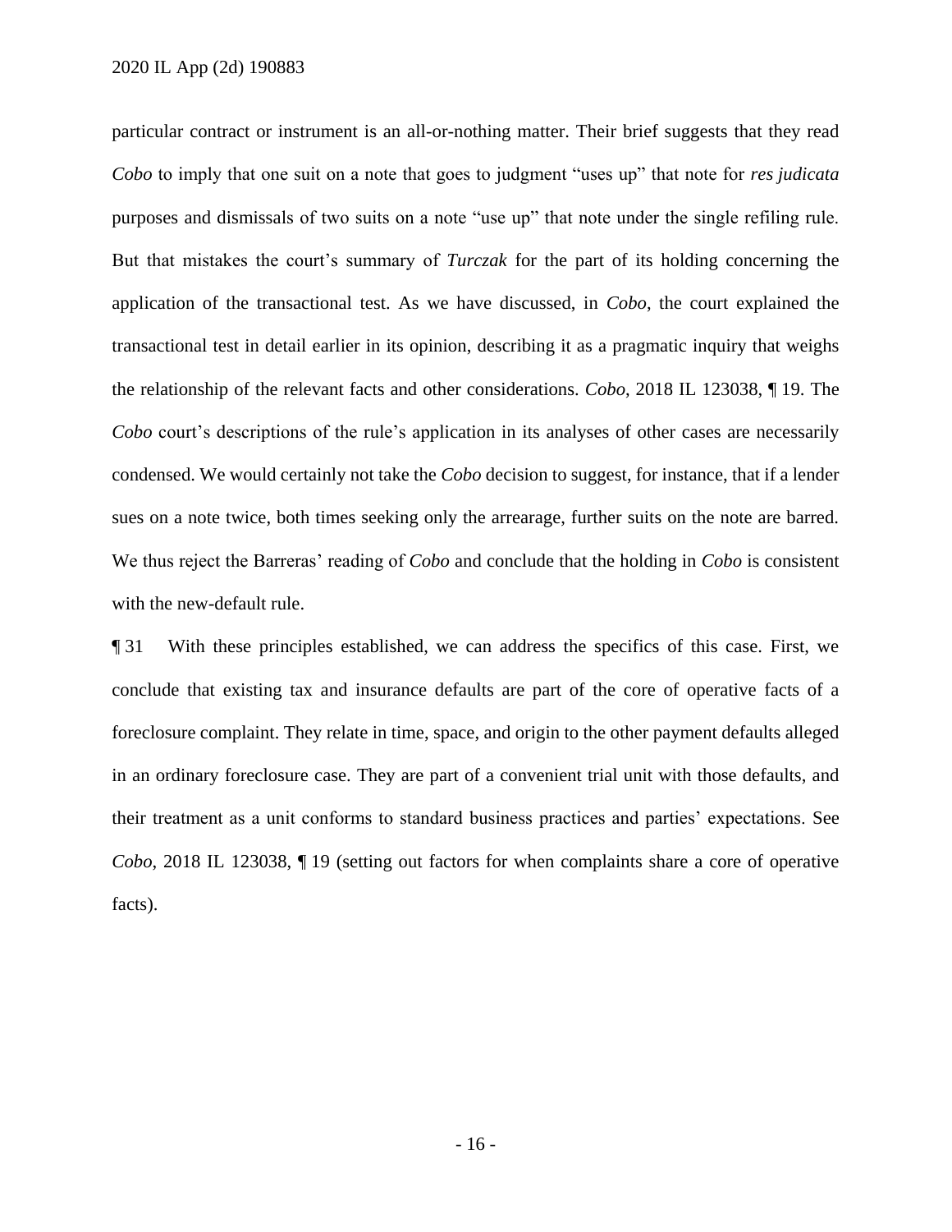particular contract or instrument is an all-or-nothing matter. Their brief suggests that they read *Cobo* to imply that one suit on a note that goes to judgment "uses up" that note for *res judicata* purposes and dismissals of two suits on a note "use up" that note under the single refiling rule. But that mistakes the court's summary of *Turczak* for the part of its holding concerning the application of the transactional test. As we have discussed, in *Cobo*, the court explained the transactional test in detail earlier in its opinion, describing it as a pragmatic inquiry that weighs the relationship of the relevant facts and other considerations. *Cobo*, 2018 IL 123038, ¶ 19. The *Cobo* court's descriptions of the rule's application in its analyses of other cases are necessarily condensed. We would certainly not take the *Cobo* decision to suggest, for instance, that if a lender sues on a note twice, both times seeking only the arrearage, further suits on the note are barred. We thus reject the Barreras' reading of *Cobo* and conclude that the holding in *Cobo* is consistent with the new-default rule.

¶ 31 With these principles established, we can address the specifics of this case. First, we conclude that existing tax and insurance defaults are part of the core of operative facts of a foreclosure complaint. They relate in time, space, and origin to the other payment defaults alleged in an ordinary foreclosure case. They are part of a convenient trial unit with those defaults, and their treatment as a unit conforms to standard business practices and parties' expectations. See *Cobo*, 2018 IL 123038, ¶ 19 (setting out factors for when complaints share a core of operative facts).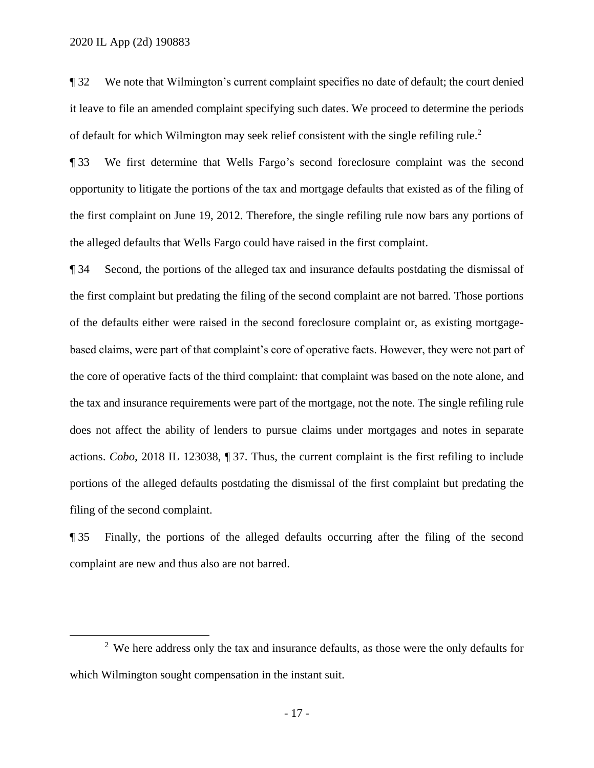¶ 32 We note that Wilmington's current complaint specifies no date of default; the court denied it leave to file an amended complaint specifying such dates. We proceed to determine the periods of default for which Wilmington may seek relief consistent with the single refiling rule.[2]

¶ 33 We first determine that Wells Fargo's second foreclosure complaint was the second opportunity to litigate the portions of the tax and mortgage defaults that existed as of the filing of the first complaint on June 19, 2012. Therefore, the single refiling rule now bars any portions of the alleged defaults that Wells Fargo could have raised in the first complaint.

¶ 34 Second, the portions of the alleged tax and insurance defaults postdating the dismissal of the first complaint but predating the filing of the second complaint are not barred. Those portions of the defaults either were raised in the second foreclosure complaint or, as existing mortgage-based claims, were part of that complaint's core of operative facts. However, they were not part of the core of operative facts of the third complaint: that complaint was based on the note alone, and the tax and insurance requirements were part of the mortgage, not the note. The single refiling rule does not affect the ability of lenders to pursue claims under mortgages and notes in separate actions. *Cobo*, 2018 IL 123038, ¶ 37. Thus, the current complaint is the first refiling to include portions of the alleged defaults postdating the dismissal of the first complaint but predating the filing of the second complaint.

¶ 35 Finally, the portions of the alleged defaults occurring after the filing of the second complaint are new and thus also are not barred.

[2] We here address only the tax and insurance defaults, as those were the only defaults for which Wilmington sought compensation in the instant suit.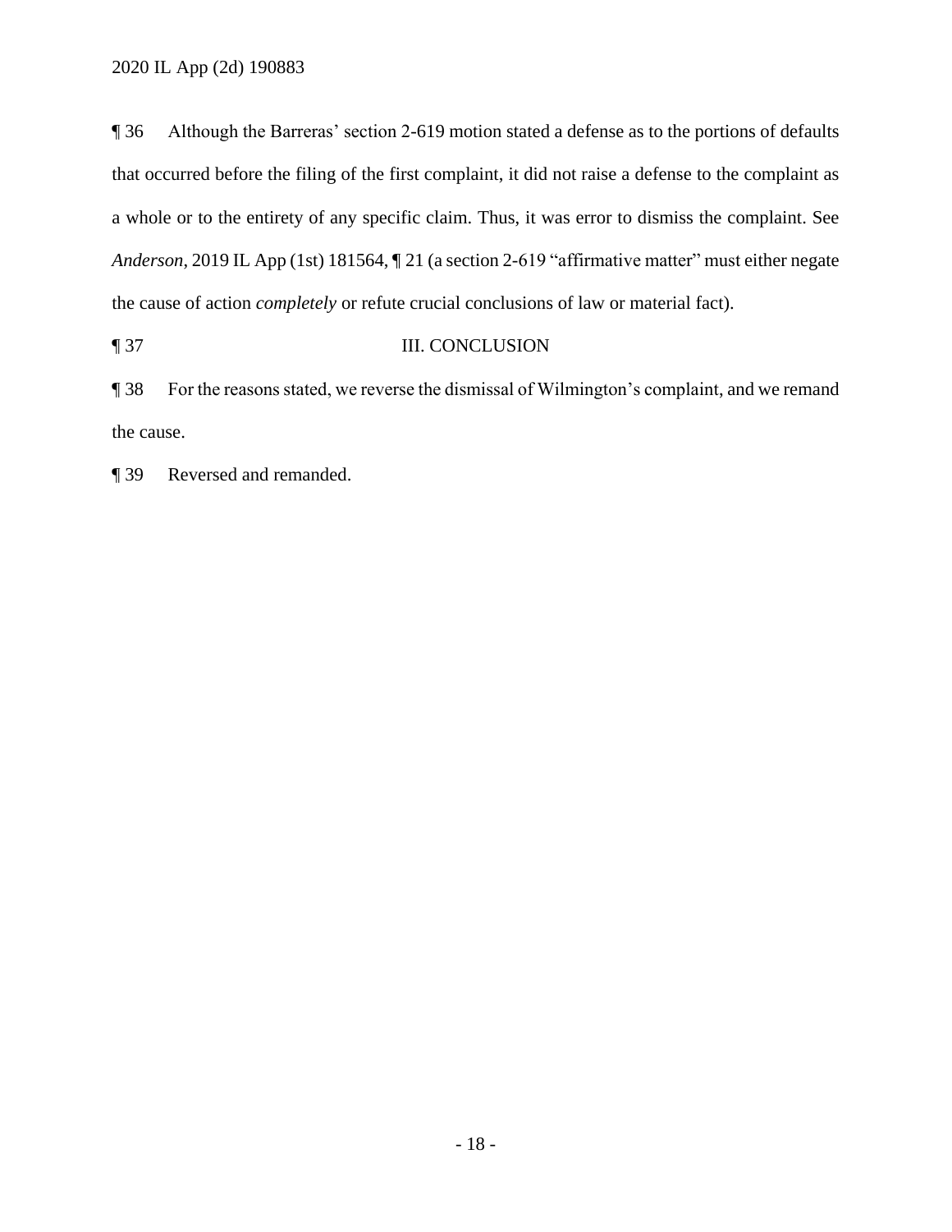¶ 36 Although the Barreras' section 2-619 motion stated a defense as to the portions of defaults that occurred before the filing of the first complaint, it did not raise a defense to the complaint as a whole or to the entirety of any specific claim. Thus, it was error to dismiss the complaint. See *Anderson*, 2019 IL App (1st) 181564, ¶ 21 (a section 2-619 "affirmative matter" must either negate the cause of action *completely* or refute crucial conclusions of law or material fact).

## ¶ 37 III. CONCLUSION

¶ 38 For the reasons stated, we reverse the dismissal of Wilmington's complaint, and we remand the cause.

¶ 39 Reversed and remanded.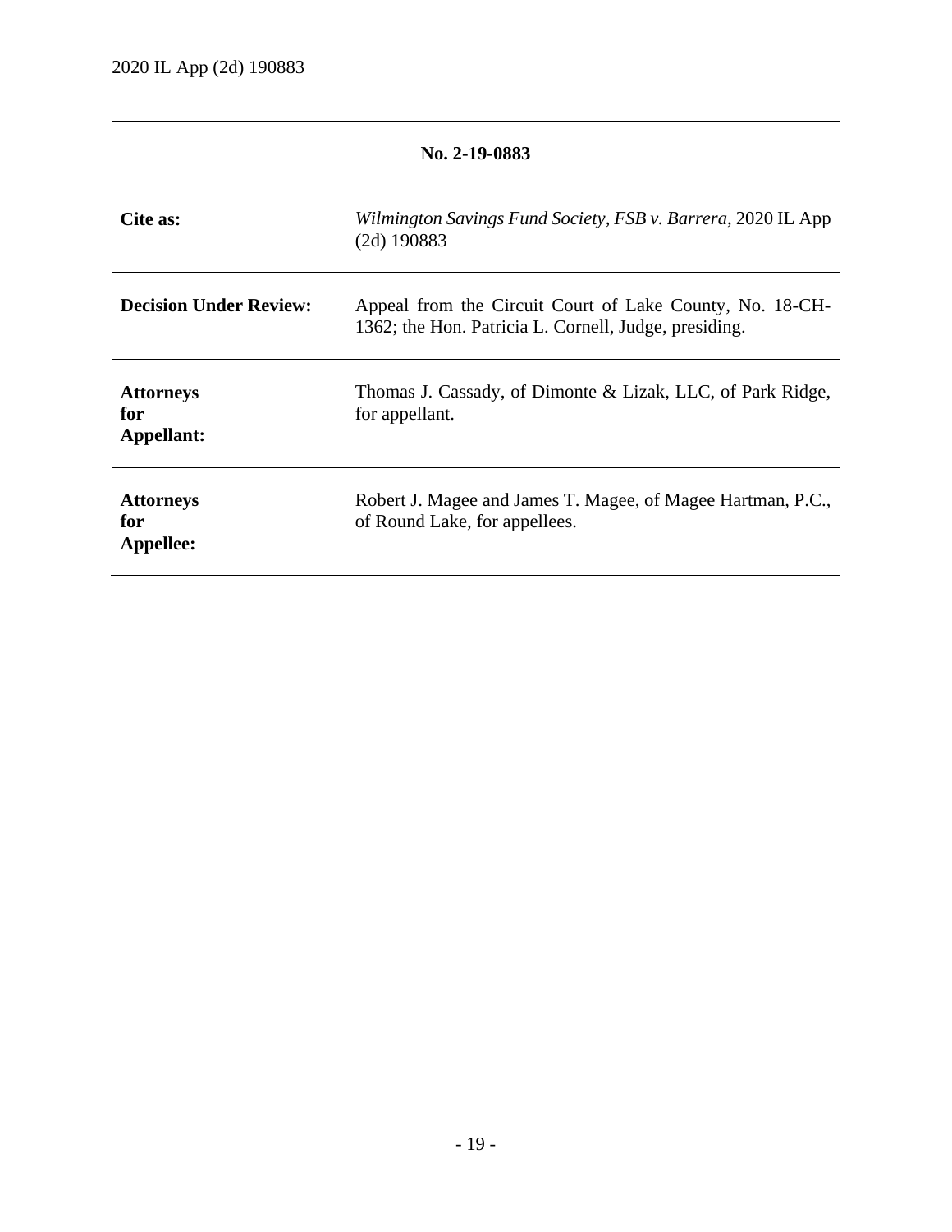**No. 2-19-0883**

| | |
|---|---|
| **Cite as:** | *Wilmington Savings Fund Society, FSB v. Barrera*, 2020 IL App (2d) 190883 |
| **Decision Under Review:** | Appeal from the Circuit Court of Lake County, No. 18-CH-1362; the Hon. Patricia L. Cornell, Judge, presiding. |
| **Attorneys for Appellant:** | Thomas J. Cassady, of Dimonte & Lizak, LLC, of Park Ridge, for appellant. |
| **Attorneys for Appellee:** | Robert J. Magee and James T. Magee, of Magee Hartman, P.C., of Round Lake, for appellees. |